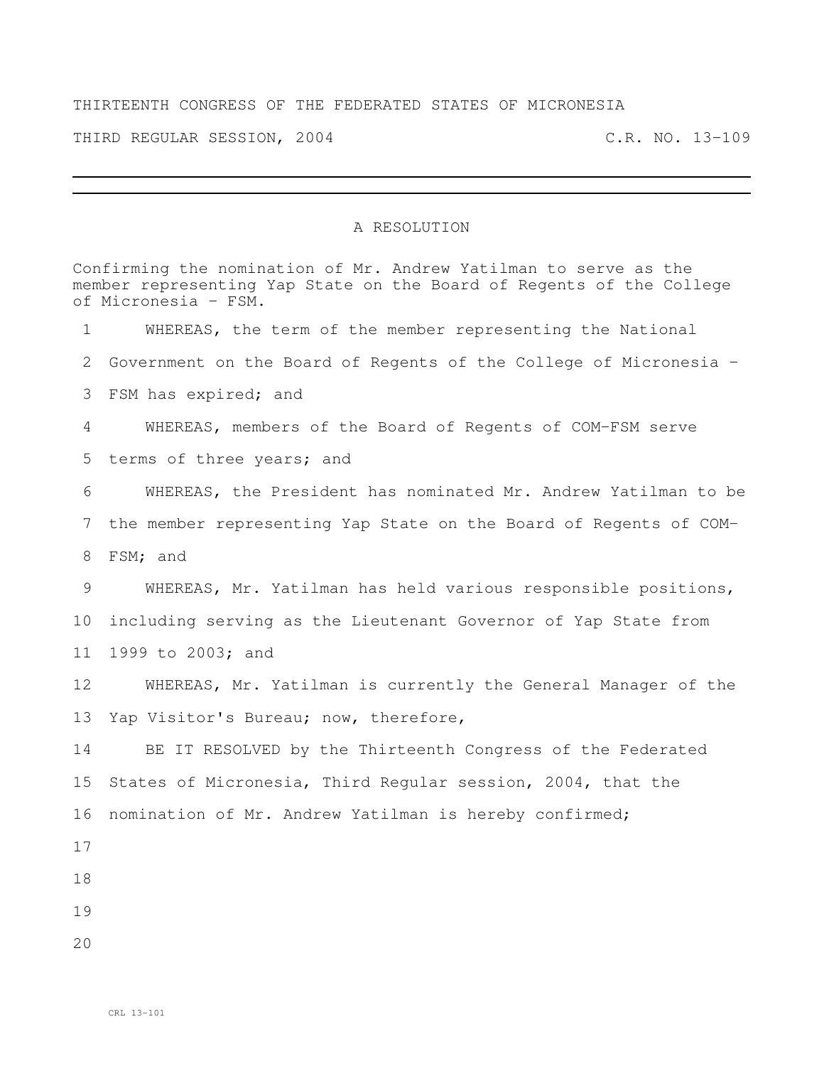THIRTEENTH CONGRESS OF THE FEDERATED STATES OF MICRONESIA

THIRD REGULAR SESSION, 2004 C.R. NO. 13-109

---

A RESOLUTION

Confirming the nomination of Mr. Andrew Yatilman to serve as the member representing Yap State on the Board of Regents of the College of Micronesia - FSM.

1 WHEREAS, the term of the member representing the National
2 Government on the Board of Regents of the College of Micronesia -
3 FSM has expired; and
4 WHEREAS, members of the Board of Regents of COM-FSM serve
5 terms of three years; and
6 WHEREAS, the President has nominated Mr. Andrew Yatilman to be
7 the member representing Yap State on the Board of Regents of COM-
8 FSM; and
9 WHEREAS, Mr. Yatilman has held various responsible positions,
10 including serving as the Lieutenant Governor of Yap State from
11 1999 to 2003; and
12 WHEREAS, Mr. Yatilman is currently the General Manager of the
13 Yap Visitor's Bureau; now, therefore,
14 BE IT RESOLVED by the Thirteenth Congress of the Federated
15 States of Micronesia, Third Regular session, 2004, that the
16 nomination of Mr. Andrew Yatilman is hereby confirmed;
17
18
19
20

CRL 13-101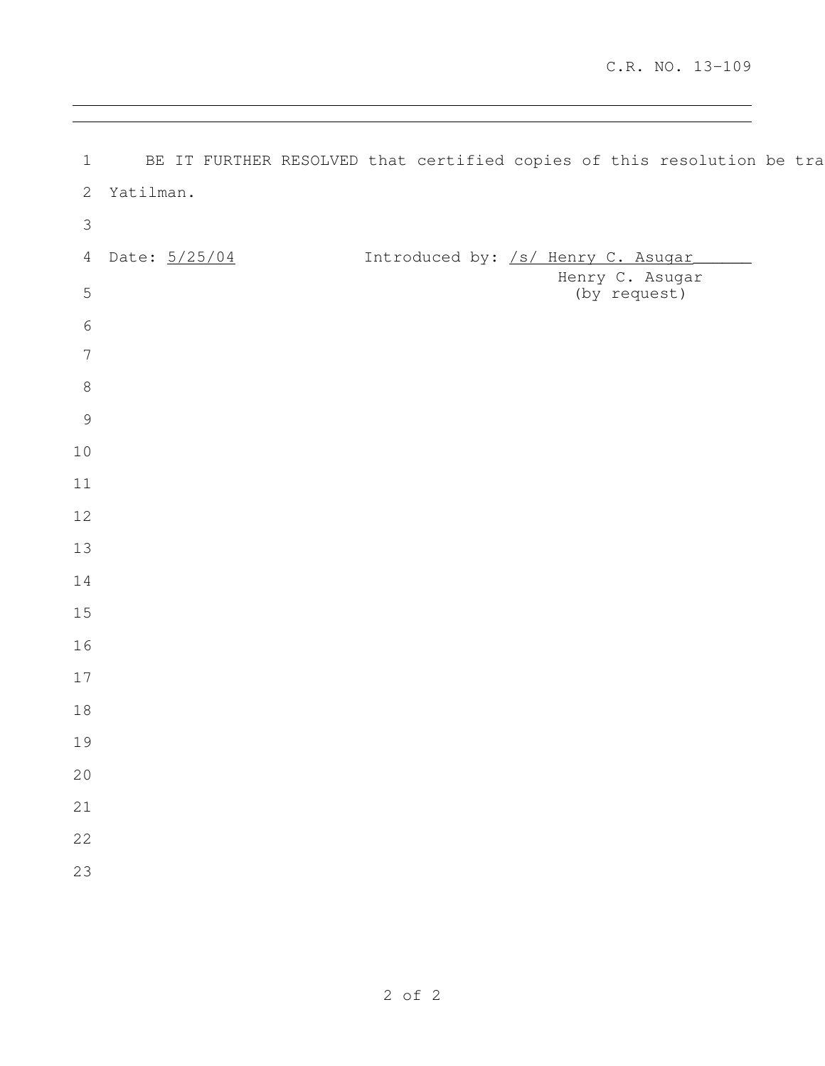BE IT FURTHER RESOLVED that certified copies of this resolution be tra

Yatilman.

Date: 5/25/04 Introduced by: /s/ Henry C. Asugar______

Henry C. Asugar
(by request)